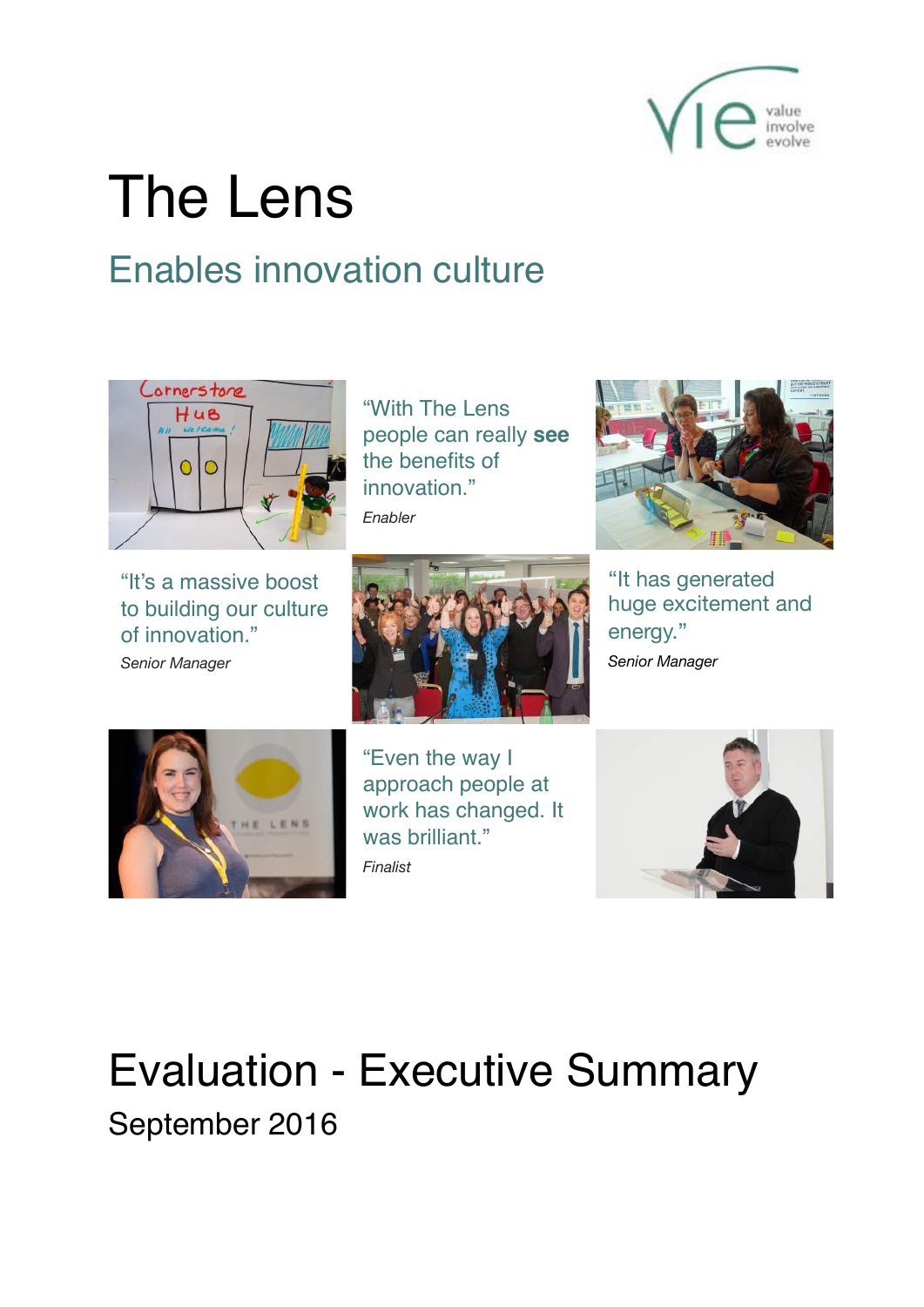# The Lens

## Enables innovation culture

"With The Lens people can really **see** the benefits of innovation."

*Enabler*

"It's a massive boost to building our culture of innovation."

*Senior Manager*

"It has generated huge excitement and energy."

*Senior Manager*

"Even the way I approach people at work has changed. It was brilliant."

*Finalist*

# Evaluation - Executive Summary

September 2016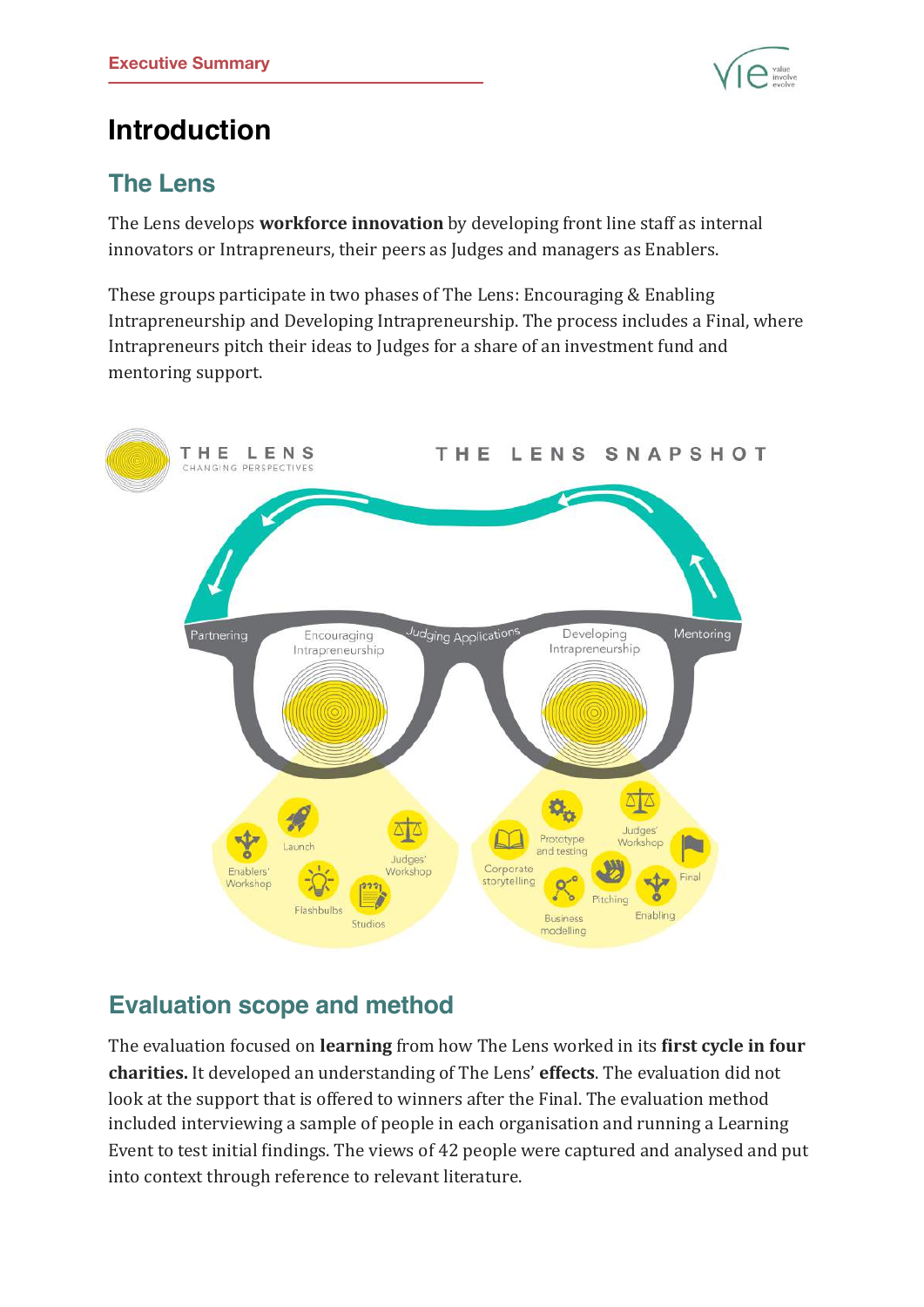# Introduction

## The Lens

The Lens develops **workforce innovation** by developing front line staff as internal innovators or Intrapreneurs, their peers as Judges and managers as Enablers.

These groups participate in two phases of The Lens: Encouraging & Enabling Intrapreneurship and Developing Intrapreneurship. The process includes a Final, where Intrapreneurs pitch their ideas to Judges for a share of an investment fund and mentoring support.

THE LENS
CHANGING PERSPECTIVES

THE LENS SNAPSHOT

Partnering — Encouraging Intrapreneurship — Judging Applications — Developing Intrapreneurship — Mentoring

Encouraging Intrapreneurship: Enablers' Workshop, Launch, Flashbulbs, Studios, Judges' Workshop

Developing Intrapreneurship: Corporate storytelling, Prototype and testing, Business modelling, Pitching, Judges' Workshop, Enabling, Final

## Evaluation scope and method

The evaluation focused on **learning** from how The Lens worked in its **first cycle in four charities.** It developed an understanding of The Lens' **effects**. The evaluation did not look at the support that is offered to winners after the Final. The evaluation method included interviewing a sample of people in each organisation and running a Learning Event to test initial findings. The views of 42 people were captured and analysed and put into context through reference to relevant literature.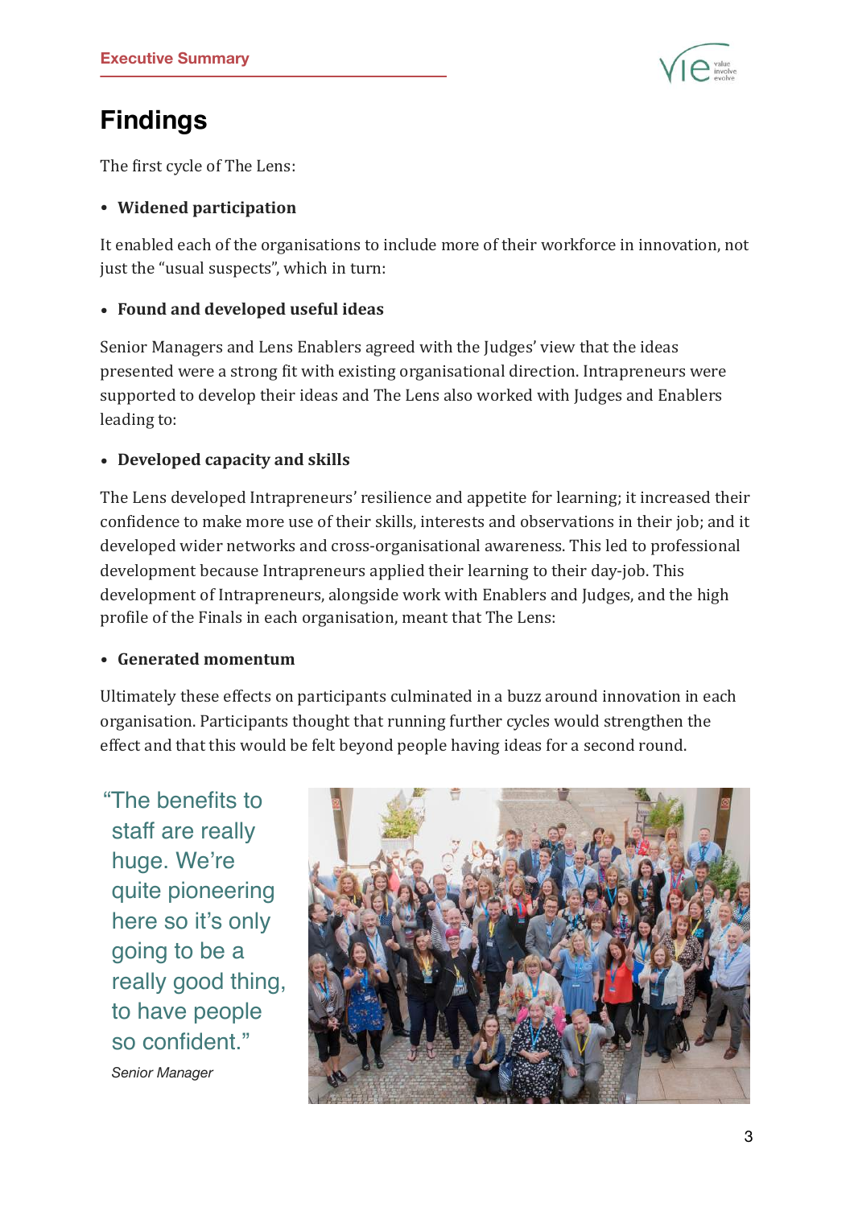# Findings

The first cycle of The Lens:

- **Widened participation**

It enabled each of the organisations to include more of their workforce in innovation, not just the "usual suspects", which in turn:

- **Found and developed useful ideas**

Senior Managers and Lens Enablers agreed with the Judges' view that the ideas presented were a strong fit with existing organisational direction. Intrapreneurs were supported to develop their ideas and The Lens also worked with Judges and Enablers leading to:

- **Developed capacity and skills**

The Lens developed Intrapreneurs' resilience and appetite for learning; it increased their confidence to make more use of their skills, interests and observations in their job; and it developed wider networks and cross-organisational awareness. This led to professional development because Intrapreneurs applied their learning to their day-job. This development of Intrapreneurs, alongside work with Enablers and Judges, and the high profile of the Finals in each organisation, meant that The Lens:

- **Generated momentum**

Ultimately these effects on participants culminated in a buzz around innovation in each organisation. Participants thought that running further cycles would strengthen the effect and that this would be felt beyond people having ideas for a second round.

> "The benefits to staff are really huge. We're quite pioneering here so it's only going to be a really good thing, to have people so confident."
>
> *Senior Manager*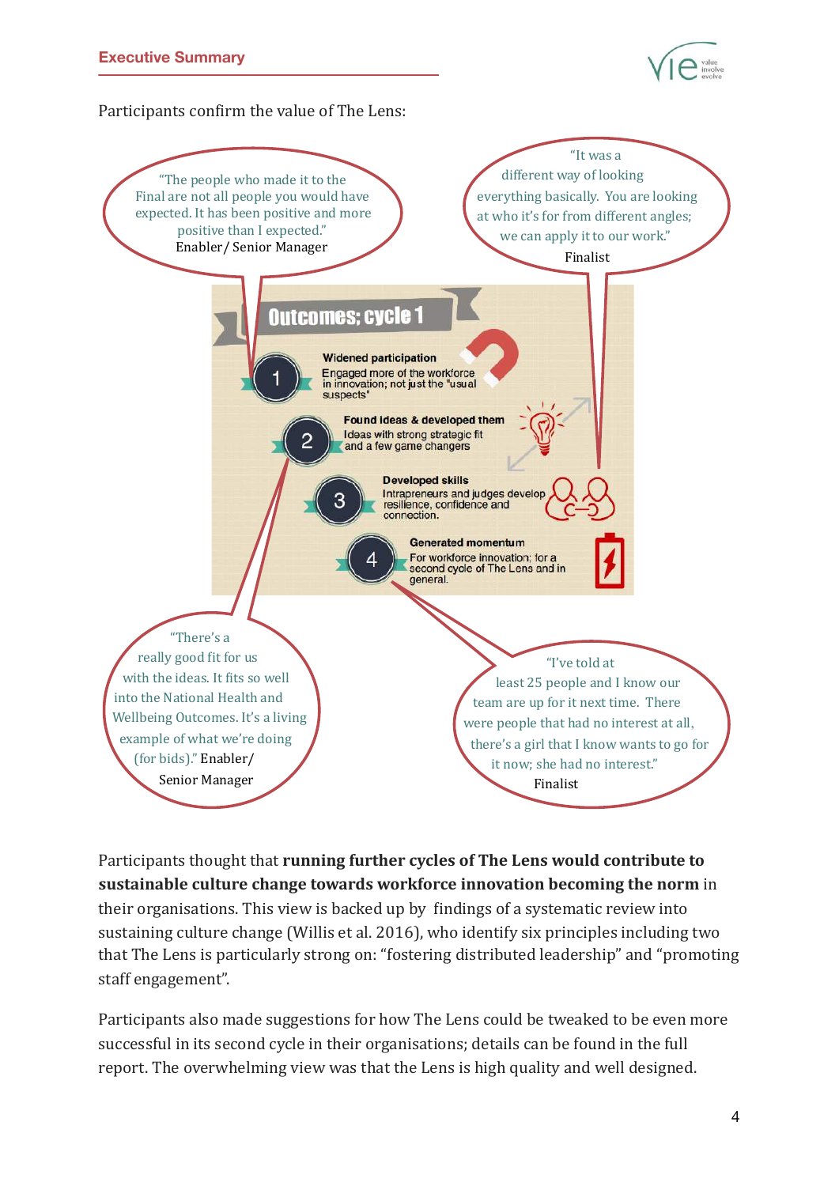Participants confirm the value of The Lens:

"The people who made it to the Final are not all people you would have expected. It has been positive and more positive than I expected." Enabler/ Senior Manager

"It was a different way of looking everything basically. You are looking at who it's for from different angles; we can apply it to our work." Finalist

**Outcomes; cycle 1**

1. **Widened participation**
   Engaged more of the workforce in innovation; not just the "usual suspects"
2. **Found ideas & developed them**
   Ideas with strong strategic fit and a few game changers
3. **Developed skills**
   Intrapreneurs and judges develop resilience, confidence and connection.
4. **Generated momentum**
   For workforce innovation; for a second cycle of The Lens and in general.

"There's a really good fit for us with the ideas. It fits so well into the National Health and Wellbeing Outcomes. It's a living example of what we're doing (for bids)." Enabler/ Senior Manager

"I've told at least 25 people and I know our team are up for it next time. There were people that had no interest at all, there's a girl that I know wants to go for it now; she had no interest." Finalist

Participants thought that **running further cycles of The Lens would contribute to sustainable culture change towards workforce innovation becoming the norm** in their organisations. This view is backed up by findings of a systematic review into sustaining culture change (Willis et al. 2016), who identify six principles including two that The Lens is particularly strong on: "fostering distributed leadership" and "promoting staff engagement".

Participants also made suggestions for how The Lens could be tweaked to be even more successful in its second cycle in their organisations; details can be found in the full report. The overwhelming view was that the Lens is high quality and well designed.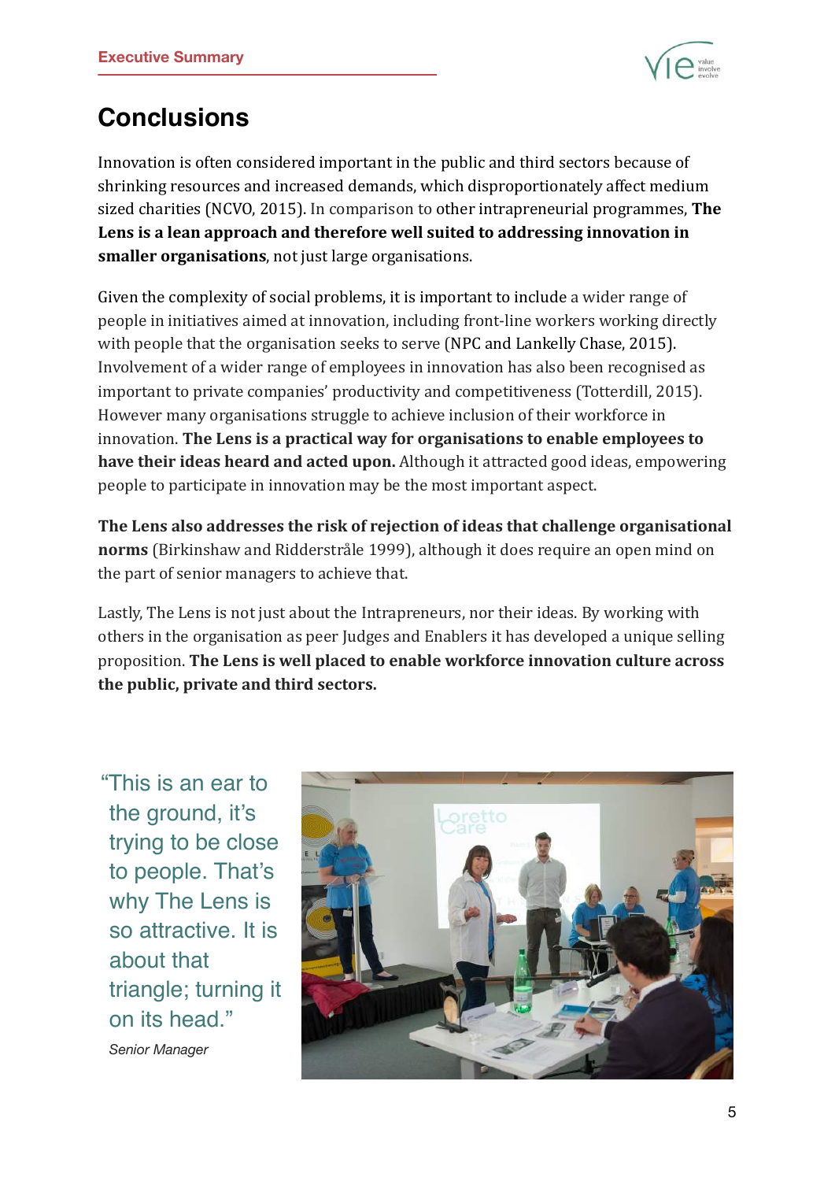# Conclusions

Innovation is often considered important in the public and third sectors because of shrinking resources and increased demands, which disproportionately affect medium sized charities (NCVO, 2015). In comparison to other intrapreneurial programmes, **The Lens is a lean approach and therefore well suited to addressing innovation in smaller organisations**, not just large organisations.

Given the complexity of social problems, it is important to include a wider range of people in initiatives aimed at innovation, including front-line workers working directly with people that the organisation seeks to serve (NPC and Lankelly Chase, 2015). Involvement of a wider range of employees in innovation has also been recognised as important to private companies' productivity and competitiveness (Totterdill, 2015). However many organisations struggle to achieve inclusion of their workforce in innovation. **The Lens is a practical way for organisations to enable employees to have their ideas heard and acted upon.** Although it attracted good ideas, empowering people to participate in innovation may be the most important aspect.

**The Lens also addresses the risk of rejection of ideas that challenge organisational norms** (Birkinshaw and Ridderstråle 1999), although it does require an open mind on the part of senior managers to achieve that.

Lastly, The Lens is not just about the Intrapreneurs, nor their ideas. By working with others in the organisation as peer Judges and Enablers it has developed a unique selling proposition. **The Lens is well placed to enable workforce innovation culture across the public, private and third sectors.**

> "This is an ear to the ground, it's trying to be close to people. That's why The Lens is so attractive. It is about that triangle; turning it on its head."
>
> *Senior Manager*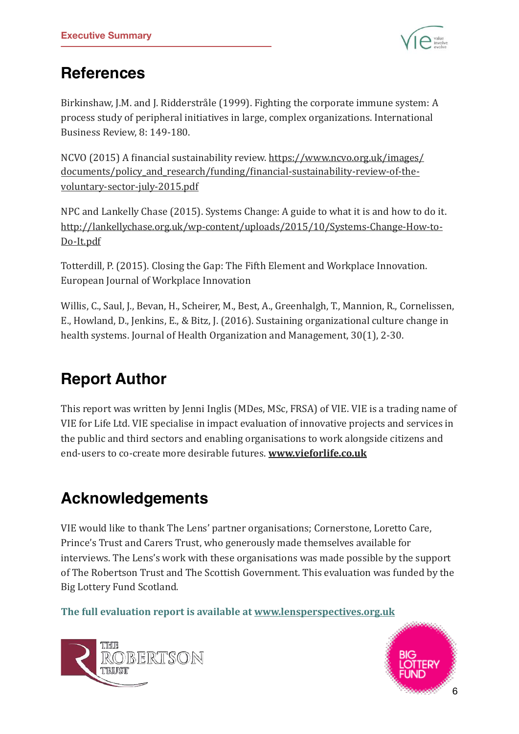## References

Birkinshaw, J.M. and J. Ridderstråle (1999). Fighting the corporate immune system: A process study of peripheral initiatives in large, complex organizations. International Business Review, 8: 149-180.

NCVO (2015) A financial sustainability review. https://www.ncvo.org.uk/images/documents/policy_and_research/funding/financial-sustainability-review-of-the-voluntary-sector-july-2015.pdf

NPC and Lankelly Chase (2015). Systems Change: A guide to what it is and how to do it. http://lankellychase.org.uk/wp-content/uploads/2015/10/Systems-Change-How-to-Do-It.pdf

Totterdill, P. (2015). Closing the Gap: The Fifth Element and Workplace Innovation. European Journal of Workplace Innovation

Willis, C., Saul, J., Bevan, H., Scheirer, M., Best, A., Greenhalgh, T., Mannion, R., Cornelissen, E., Howland, D., Jenkins, E., & Bitz, J. (2016). Sustaining organizational culture change in health systems. Journal of Health Organization and Management, 30(1), 2-30.

## Report Author

This report was written by Jenni Inglis (MDes, MSc, FRSA) of VIE. VIE is a trading name of VIE for Life Ltd. VIE specialise in impact evaluation of innovative projects and services in the public and third sectors and enabling organisations to work alongside citizens and end-users to co-create more desirable futures. **www.vieforlife.co.uk**

## Acknowledgements

VIE would like to thank The Lens' partner organisations; Cornerstone, Loretto Care, Prince's Trust and Carers Trust, who generously made themselves available for interviews. The Lens's work with these organisations was made possible by the support of The Robertson Trust and The Scottish Government. This evaluation was funded by the Big Lottery Fund Scotland.

**The full evaluation report is available at www.lensperspectives.org.uk**

THE ROBERTSON TRUST

BIG LOTTERY FUND